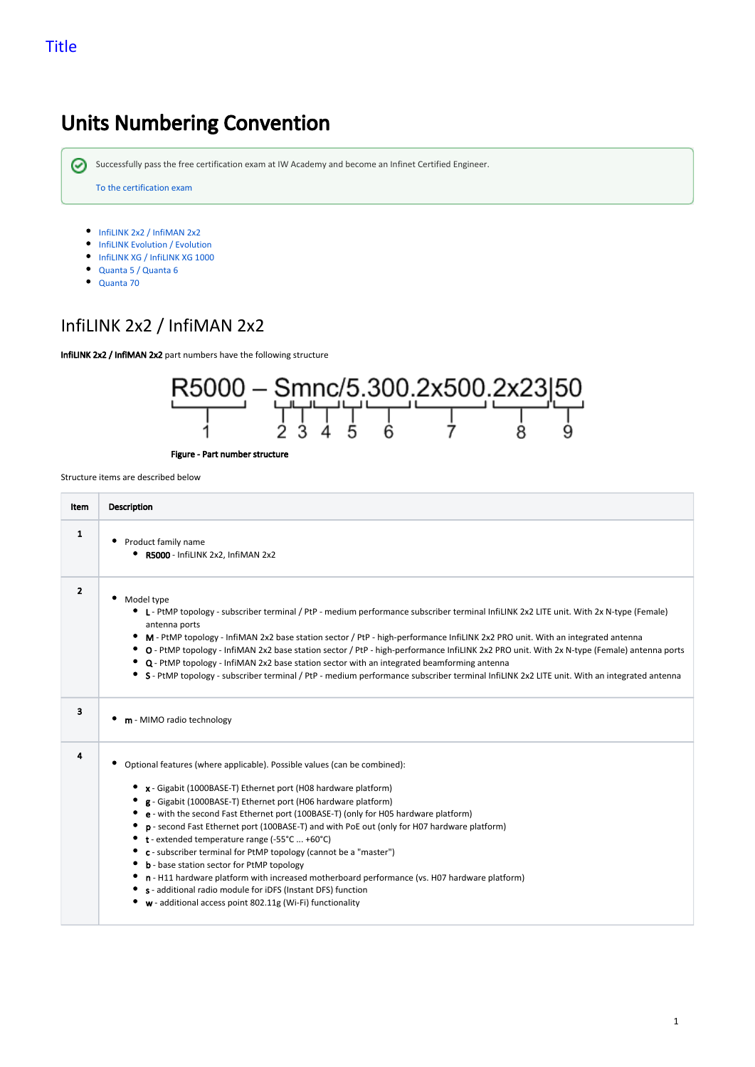Title

# Units Numbering Convention

Successfully pass the free certification exam at IW Academy and become an Infinet Certified Engineer.

To the certification exam

- InfiLINK 2x2 / InfiMAN 2x2
- InfiLINK Evolution / Evolution
- InfiLINK XG / InfiLINK XG 1000
- Quanta 5 / Quanta 6
- Quanta 70

## InfiLINK 2x2 / InfiMAN 2x2

**InfiLINK 2x2 / InfiMAN 2x2** part numbers have the following structure

R5000 – Smnc/5.300.2x500.2x23|50

1 — R5000; 2 — S; 3 — m; 4 — n; 5 — c; 6 — 5; 7 — 300; 8 — 2x500; 9 — 2x23; 50

**Figure - Part number structure**

Structure items are described below

| Item | Description |
|---|---|
| 1 | • Product family name<br>  • **R5000** - InfiLINK 2x2, InfiMAN 2x2 |
| 2 | • Model type<br>  • **L** - PtMP topology - subscriber terminal / PtP - medium performance subscriber terminal InfiLINK 2x2 LITE unit. With 2x N-type (Female) antenna ports<br>  • **M** - PtMP topology - InfiMAN 2x2 base station sector / PtP - high-performance InfiLINK 2x2 PRO unit. With an integrated antenna<br>  • **O** - PtMP topology - InfiMAN 2x2 base station sector / PtP - high-performance InfiLINK 2x2 PRO unit. With 2x N-type (Female) antenna ports<br>  • **Q** - PtMP topology - InfiMAN 2x2 base station sector with an integrated beamforming antenna<br>  • **S** - PtMP topology - subscriber terminal / PtP - medium performance subscriber terminal InfiLINK 2x2 LITE unit. With an integrated antenna |
| 3 | • **m** - MIMO radio technology |
| 4 | • Optional features (where applicable). Possible values (can be combined):<br>  • **x** - Gigabit (1000BASE-T) Ethernet port (H08 hardware platform)<br>  • **g** - Gigabit (1000BASE-T) Ethernet port (H06 hardware platform)<br>  • **e** - with the second Fast Ethernet port (100BASE-T) (only for H05 hardware platform)<br>  • **p** - second Fast Ethernet port (100BASE-T) and with PoE out (only for H07 hardware platform)<br>  • **t** - extended temperature range (-55°C ... +60°C)<br>  • **c** - subscriber terminal for PtMP topology (cannot be a "master")<br>  • **b** - base station sector for PtMP topology<br>  • **n** - H11 hardware platform with increased motherboard performance (vs. H07 hardware platform)<br>  • **s** - additional radio module for iDFS (Instant DFS) function<br>  • **w** - additional access point 802.11g (Wi-Fi) functionality |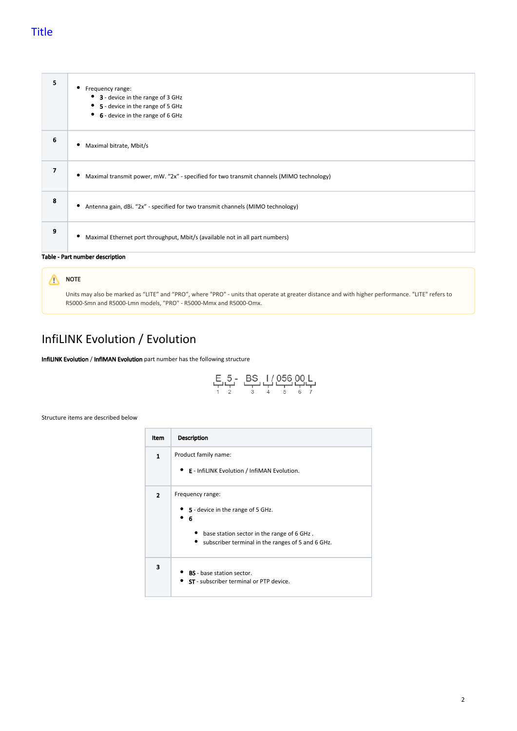Title

| | |
|---|---|
| **5** | • Frequency range:<br>  • **3** - device in the range of 3 GHz<br>  • **5** - device in the range of 5 GHz<br>  • **6** - device in the range of 6 GHz |
| **6** | • Maximal bitrate, Mbit/s |
| **7** | • Maximal transmit power, mW. "2x" - specified for two transmit channels (MIMO technology) |
| **8** | • Antenna gain, dBi. "2x" - specified for two transmit channels (MIMO technology) |
| **9** | • Maximal Ethernet port throughput, Mbit/s (available not in all part numbers) |

**Table - Part number description**

> **NOTE**
>
> Units may also be marked as "LITE" and "PRO", where "PRO" - units that operate at greater distance and with higher performance. "LITE" refers to R5000-Smn and R5000-Lmn models, "PRO" - R5000-Mmx and R5000-Omx.

## InfiLINK Evolution / Evolution

**InfiLINK Evolution** / **InfiMAN Evolution** part number has the following structure

```
E  5 -  BS   I / 056  00  L
1  2     3   4    5    6  7
```

Structure items are described below

| Item | Description |
|---|---|
| **1** | Product family name:<br>• **E** - InfiLINK Evolution / InfiMAN Evolution. |
| **2** | Frequency range:<br>• **5** - device in the range of 5 GHz.<br>• **6**<br>  • base station sector in the range of 6 GHz .<br>  • subscriber terminal in the ranges of 5 and 6 GHz. |
| **3** | • **BS** - base station sector.<br>• **ST** - subscriber terminal or PTP device. |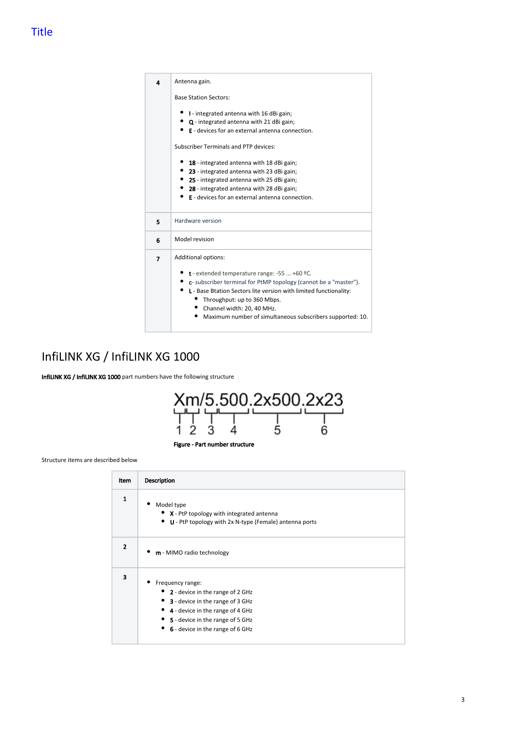Title

| 4 | Antenna gain.<br><br>Base Station Sectors:<br><br>• **I** - integrated antenna with 16 dBi gain;<br>• **Q** - integrated antenna with 21 dBi gain;<br>• **E** - devices for an external antenna connection.<br><br>Subscriber Terminals and PTP devices:<br><br>• **18** - integrated antenna with 18 dBi gain;<br>• **23** - integrated antenna with 23 dBi gain;<br>• **25** - integrated antenna with 25 dBi gain;<br>• **28** - integrated antenna with 28 dBi gain;<br>• **E** - devices for an external antenna connection. |
|---|---|
| 5 | Hardware version |
| 6 | Model revision |
| 7 | Additional options:<br><br>• **t** - extended temperature range: -55 ... +60 ºC.<br>• **c**- subscriber terminal for PtMP topology (cannot be a "master").<br>• **L** - Base Btation Sectors lite version with limited functionality:<br>&nbsp;&nbsp;• Throughput: up to 360 Mbps.<br>&nbsp;&nbsp;• Channel width: 20, 40 MHz.<br>&nbsp;&nbsp;• Maximum number of simultaneous subscribers supported: 10. |

## InfiLINK XG / InfiLINK XG 1000

**InfiLINK XG / InfiLINK XG 1000** part numbers have the following structure

Xm/5.500.2x500.2x23

1 2 3 4 5 6

**Figure - Part number structure**

Structure items are described below

| Item | Description |
|---|---|
| 1 | • Model type<br>&nbsp;&nbsp;• **X** - PtP topology with integrated antenna<br>&nbsp;&nbsp;• **U** - PtP topology with 2x N-type (Female) antenna ports |
| 2 | • **m** - MIMO radio technology |
| 3 | • Frequency range:<br>&nbsp;&nbsp;• **2** - device in the range of 2 GHz<br>&nbsp;&nbsp;• **3** - device in the range of 3 GHz<br>&nbsp;&nbsp;• **4** - device in the range of 4 GHz<br>&nbsp;&nbsp;• **5** - device in the range of 5 GHz<br>&nbsp;&nbsp;• **6** - device in the range of 6 GHz |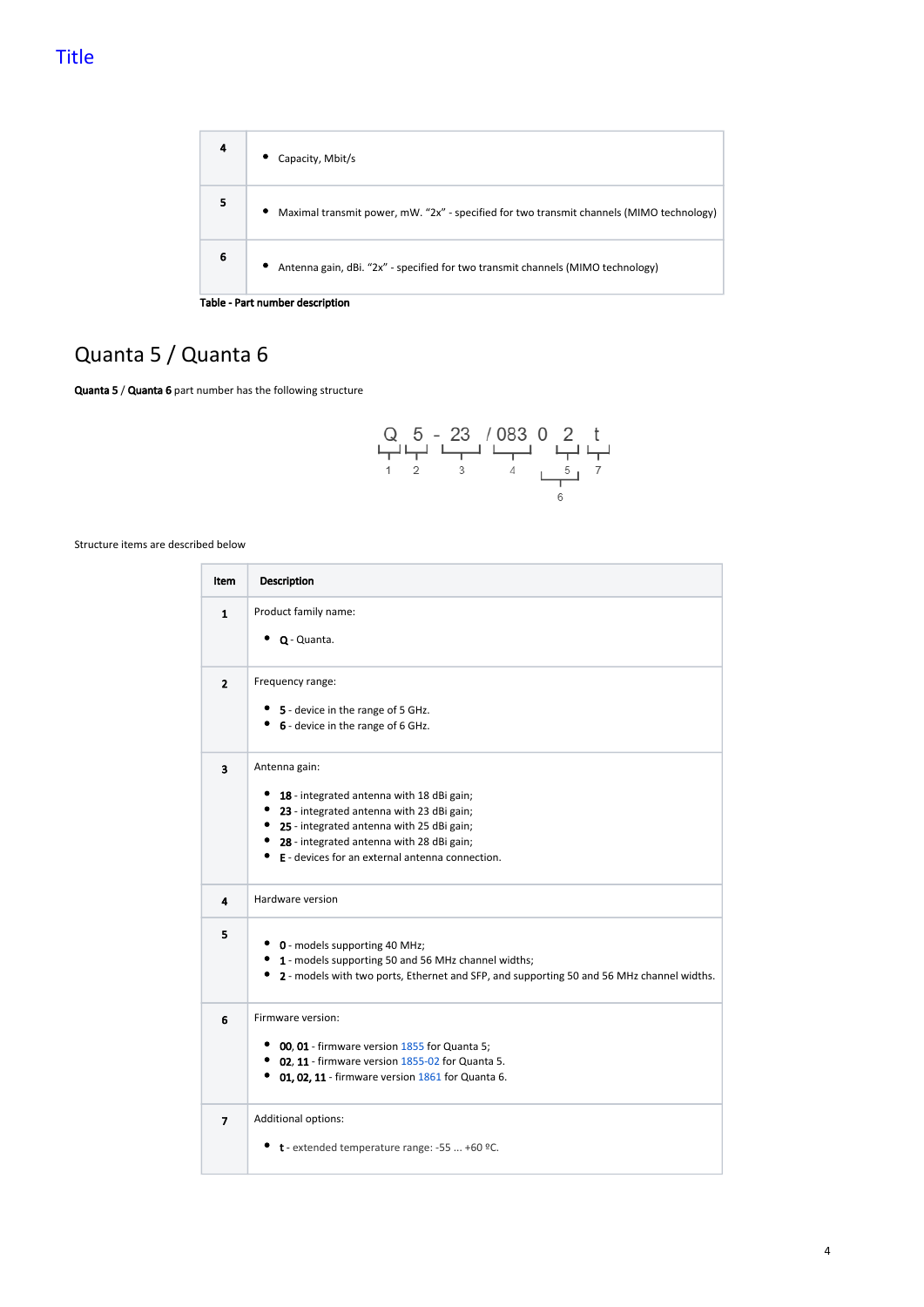| 4 | Capacity, Mbit/s |
|---|---|
| 5 | Maximal transmit power, mW. “2x” - specified for two transmit channels (MIMO technology) |
| 6 | Antenna gain, dBi. “2x” - specified for two transmit channels (MIMO technology) |

**Table - Part number description**

## Quanta 5 / Quanta 6

**Quanta 5** / **Quanta 6** part number has the following structure

```
Q   5  -  23   / 083  0   2    t
1   2     3      4        5    7
                      6
```

Structure items are described below

| Item | Description |
|---|---|
| 1 | Product family name:<br>• **Q** - Quanta. |
| 2 | Frequency range:<br>• **5** - device in the range of 5 GHz.<br>• **6** - device in the range of 6 GHz. |
| 3 | Antenna gain:<br>• **18** - integrated antenna with 18 dBi gain;<br>• **23** - integrated antenna with 23 dBi gain;<br>• **25** - integrated antenna with 25 dBi gain;<br>• **28** - integrated antenna with 28 dBi gain;<br>• **E** - devices for an external antenna connection. |
| 4 | Hardware version |
| 5 | • **0** - models supporting 40 MHz;<br>• **1** - models supporting 50 and 56 MHz channel widths;<br>• **2** - models with two ports, Ethernet and SFP, and supporting 50 and 56 MHz channel widths. |
| 6 | Firmware version:<br>• **00**, **01** - firmware version 1855 for Quanta 5;<br>• **02**, **11** - firmware version 1855-02 for Quanta 5.<br>• **01, 02, 11** - firmware version 1861 for Quanta 6. |
| 7 | Additional options:<br>• **t** - extended temperature range: -55 ... +60 ºC. |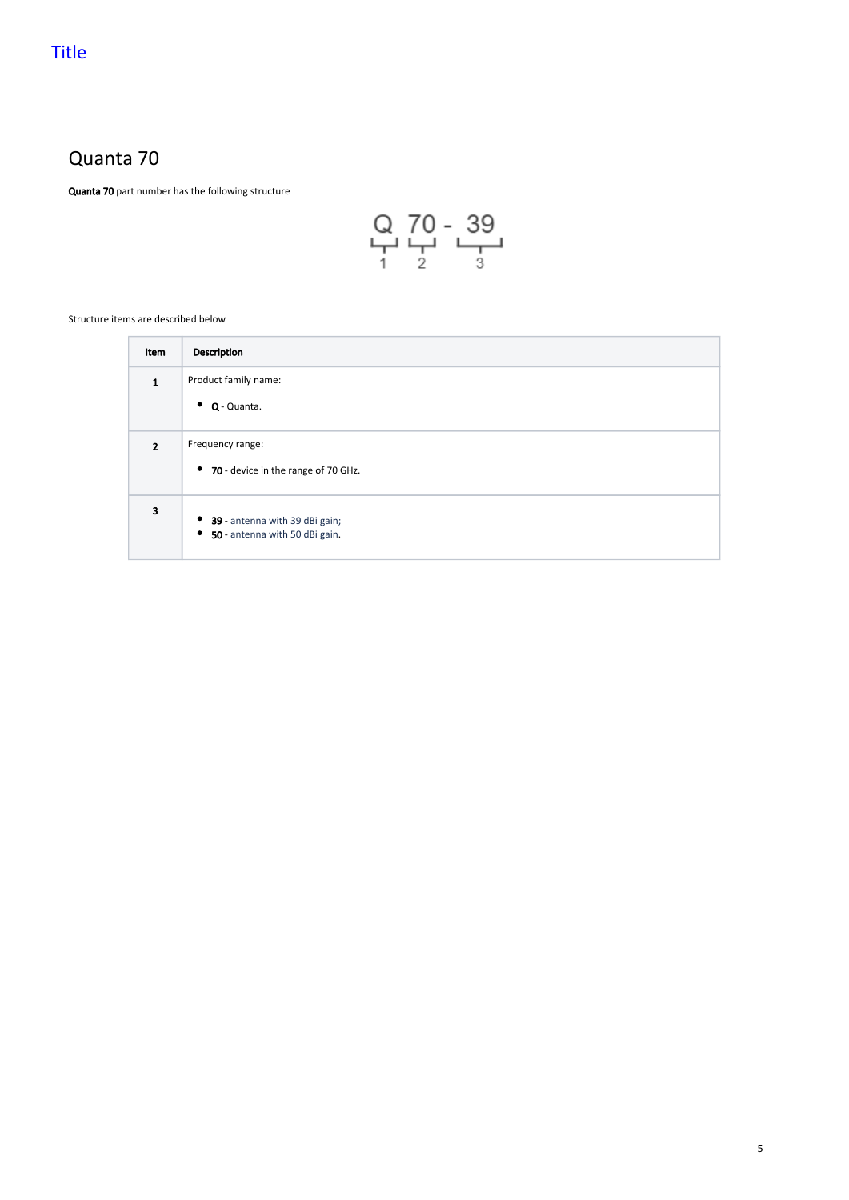## Quanta 70

**Quanta 70** part number has the following structure

Q 70 - 39

1 2 3

Structure items are described below

| Item | Description |
|---|---|
| **1** | Product family name:<br><br>• **Q** - Quanta. |
| **2** | Frequency range:<br><br>• **70** - device in the range of 70 GHz. |
| **3** | • **39** - antenna with 39 dBi gain;<br>• **50** - antenna with 50 dBi gain. |